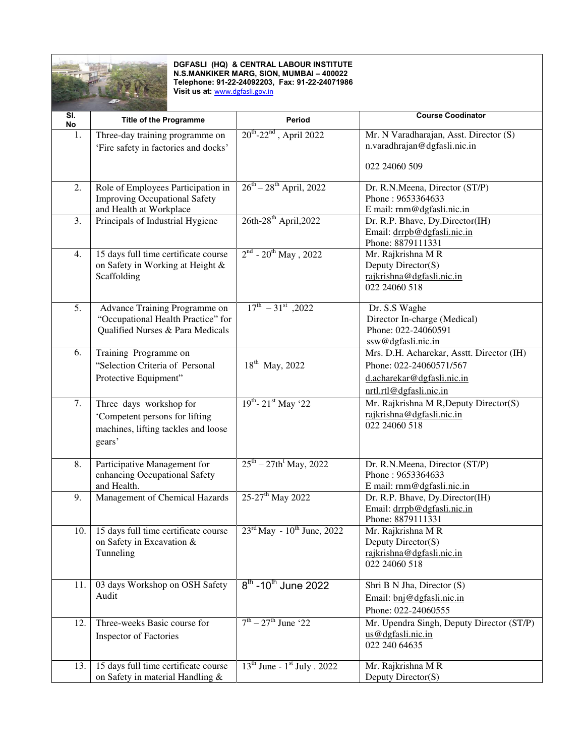**DGFASLI (HQ) & CENTRAL LABOUR INSTITUTE**
**N.S.MANKIKER MARG, SION, MUMBAI – 400022**
**Telephone: 91-22-24092203, Fax: 91-22-24071986**
**Visit us at:** www.dgfasli.gov.in

| Sl. No | Title of the Programme | Period | Course Coodinator |
|---|---|---|---|
| 1. | Three-day training programme on 'Fire safety in factories and docks' | 20th-22nd, April 2022 | Mr. N Varadharajan, Asst. Director (S)<br>n.varadhrajan@dgfasli.nic.in<br>022 24060 509 |
| 2. | Role of Employees Participation in Improving Occupational Safety and Health at Workplace | 26th – 28th April, 2022 | Dr. R.N.Meena, Director (ST/P)<br>Phone : 9653364633<br>E mail: rnm@dgfasli.nic.in |
| 3. | Principals of Industrial Hygiene | 26th-28th April,2022 | Dr. R.P. Bhave, Dy.Director(IH)<br>Email: drrpb@dgfasli.nic.in<br>Phone: 8879111331 |
| 4. | 15 days full time certificate course on Safety in Working at Height & Scaffolding | 2nd - 20th May , 2022 | Mr. Rajkrishna M R<br>Deputy Director(S)<br>rajkrishna@dgfasli.nic.in<br>022 24060 518 |
| 5. | Advance Training Programme on "Occupational Health Practice" for Qualified Nurses & Para Medicals | 17th – 31st ,2022 | Dr. S.S Waghe<br>Director In-charge (Medical)<br>Phone: 022-24060591<br>ssw@dgfasli.nic.in |
| 6. | Training Programme on "Selection Criteria of Personal Protective Equipment" | 18th May, 2022 | Mrs. D.H. Acharekar, Asstt. Director (IH)<br>Phone: 022-24060571/567<br>d.acharekar@dgfasli.nic.in<br>nrtl.rtl@dgfasli.nic.in |
| 7. | Three days workshop for 'Competent persons for lifting machines, lifting tackles and loose gears' | 19th- 21st May '22 | Mr. Rajkrishna M R,Deputy Director(S)<br>rajkrishna@dgfasli.nic.in<br>022 24060 518 |
| 8. | Participative Management for enhancing Occupational Safety and Health. | 25th – 27tht May, 2022 | Dr. R.N.Meena, Director (ST/P)<br>Phone : 9653364633<br>E mail: rnm@dgfasli.nic.in |
| 9. | Management of Chemical Hazards | 25-27th May 2022 | Dr. R.P. Bhave, Dy.Director(IH)<br>Email: drrpb@dgfasli.nic.in<br>Phone: 8879111331 |
| 10. | 15 days full time certificate course on Safety in Excavation & Tunneling | 23rd May - 10th June, 2022 | Mr. Rajkrishna M R<br>Deputy Director(S)<br>rajkrishna@dgfasli.nic.in<br>022 24060 518 |
| 11. | 03 days Workshop on OSH Safety Audit | 8th -10th June 2022 | Shri B N Jha, Director (S)<br>Email: bnj@dgfasli.nic.in<br>Phone: 022-24060555 |
| 12. | Three-weeks Basic course for Inspector of Factories | 7th – 27th June '22 | Mr. Upendra Singh, Deputy Director (ST/P)<br>us@dgfasli.nic.in<br>022 240 64635 |
| 13. | 15 days full time certificate course on Safety in material Handling & | 13th June - 1st July . 2022 | Mr. Rajkrishna M R<br>Deputy Director(S) |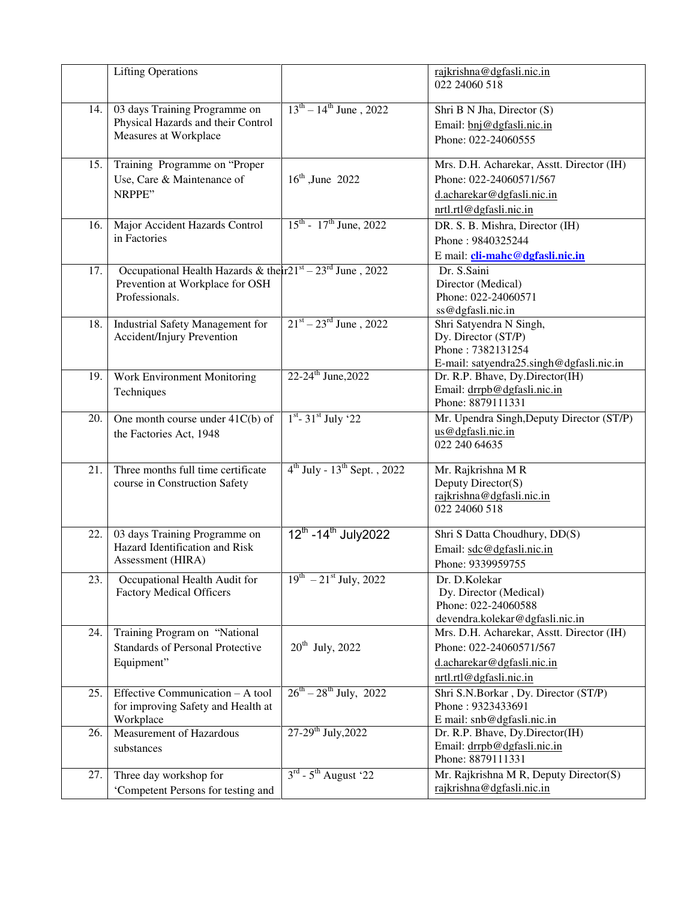|  | Lifting Operations |  | rajkrishna@dgfasli.nic.in<br>022 24060 518 |
|---|---|---|---|
| 14. | 03 days Training Programme on Physical Hazards and their Control Measures at Workplace | 13th – 14th June , 2022 | Shri B N Jha, Director (S)<br>Email: bnj@dgfasli.nic.in<br>Phone: 022-24060555 |
| 15. | Training Programme on "Proper Use, Care & Maintenance of NRPPE" | 16th ,June 2022 | Mrs. D.H. Acharekar, Asstt. Director (IH)<br>Phone: 022-24060571/567<br>d.acharekar@dgfasli.nic.in<br>nrtl.rtl@dgfasli.nic.in |
| 16. | Major Accident Hazards Control in Factories | 15th - 17th June, 2022 | DR. S. B. Mishra, Director (IH)<br>Phone : 9840325244<br>E mail: **cli-mahc@dgfasli.nic.in** |
| 17. | Occupational Health Hazards & their Prevention at Workplace for OSH Professionals. | 21st – 23rd June , 2022 | Dr. S.Saini<br>Director (Medical)<br>Phone: 022-24060571<br>ss@dgfasli.nic.in |
| 18. | Industrial Safety Management for Accident/Injury Prevention | 21st – 23rd June , 2022 | Shri Satyendra N Singh,<br>Dy. Director (ST/P)<br>Phone : 7382131254<br>E-mail: satyendra25.singh@dgfasli.nic.in |
| 19. | Work Environment Monitoring Techniques | 22-24th June,2022 | Dr. R.P. Bhave, Dy.Director(IH)<br>Email: drrpb@dgfasli.nic.in<br>Phone: 8879111331 |
| 20. | One month course under 41C(b) of the Factories Act, 1948 | 1st- 31st July '22 | Mr. Upendra Singh,Deputy Director (ST/P)<br>us@dgfasli.nic.in<br>022 240 64635 |
| 21. | Three months full time certificate course in Construction Safety | 4th July - 13th Sept. , 2022 | Mr. Rajkrishna M R<br>Deputy Director(S)<br>rajkrishna@dgfasli.nic.in<br>022 24060 518 |
| 22. | 03 days Training Programme on Hazard Identification and Risk Assessment (HIRA) | 12th -14th July2022 | Shri S Datta Choudhury, DD(S)<br>Email: sdc@dgfasli.nic.in<br>Phone: 9339959755 |
| 23. | Occupational Health Audit for Factory Medical Officers | 19th – 21st July, 2022 | Dr. D.Kolekar<br>Dy. Director (Medical)<br>Phone: 022-24060588<br>devendra.kolekar@dgfasli.nic.in |
| 24. | Training Program on "National Standards of Personal Protective Equipment" | 20th July, 2022 | Mrs. D.H. Acharekar, Asstt. Director (IH)<br>Phone: 022-24060571/567<br>d.acharekar@dgfasli.nic.in<br>nrtl.rtl@dgfasli.nic.in |
| 25. | Effective Communication – A tool for improving Safety and Health at Workplace | 26th – 28th July, 2022 | Shri S.N.Borkar , Dy. Director (ST/P)<br>Phone : 9323433691<br>E mail: snb@dgfasli.nic.in |
| 26. | Measurement of Hazardous substances | 27-29th July,2022 | Dr. R.P. Bhave, Dy.Director(IH)<br>Email: drrpb@dgfasli.nic.in<br>Phone: 8879111331 |
| 27. | Three day workshop for 'Competent Persons for testing and | 3rd - 5th August '22 | Mr. Rajkrishna M R, Deputy Director(S)<br>rajkrishna@dgfasli.nic.in |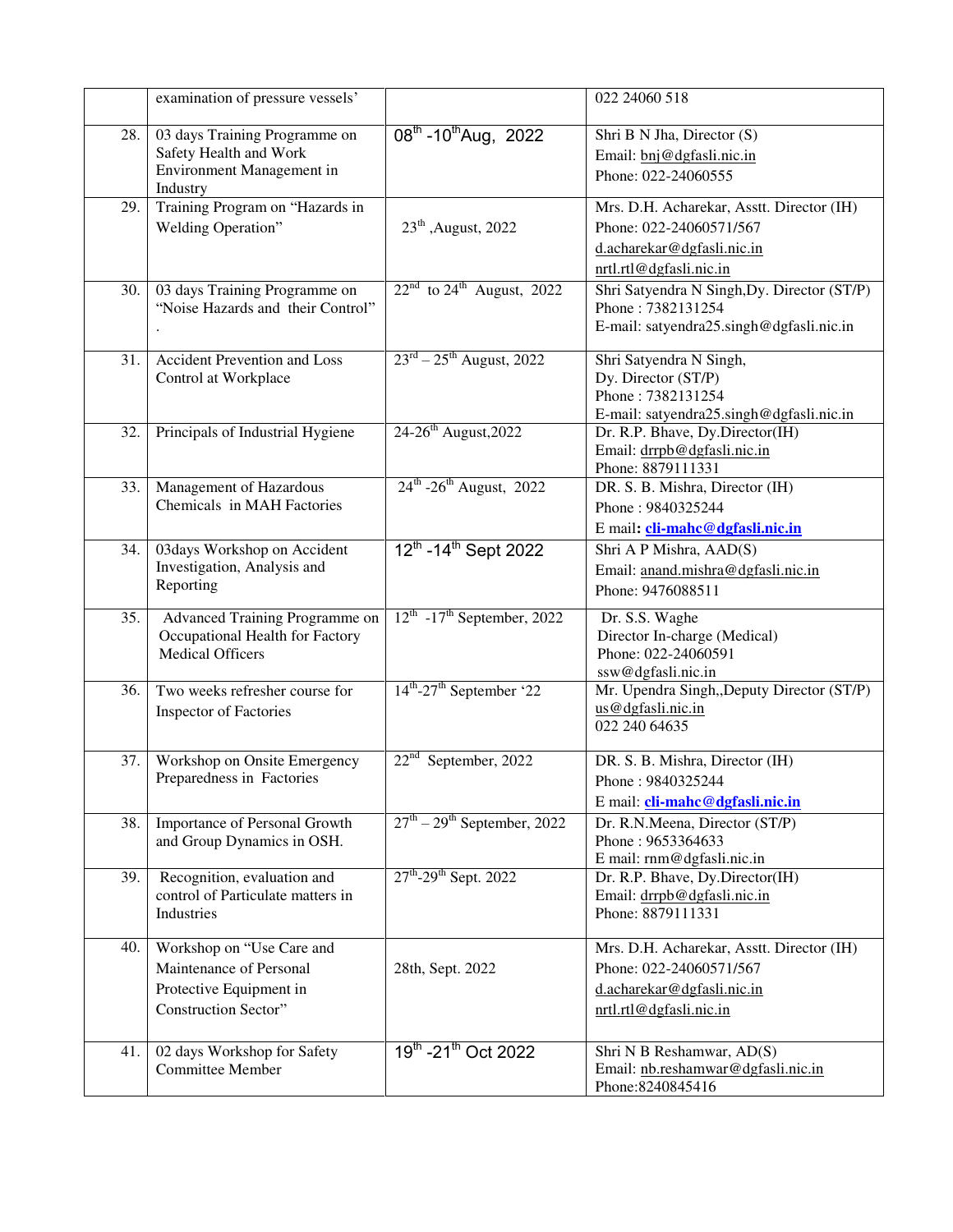|  |  |  |  |
|---|---|---|---|
|  | examination of pressure vessels' |  | 022 24060 518 |
| 28. | 03 days Training Programme on Safety Health and Work Environment Management in Industry | 08th -10th Aug, 2022 | Shri B N Jha, Director (S)<br>Email: bnj@dgfasli.nic.in<br>Phone: 022-24060555 |
| 29. | Training Program on "Hazards in Welding Operation" | 23th ,August, 2022 | Mrs. D.H. Acharekar, Asstt. Director (IH)<br>Phone: 022-24060571/567<br>d.acharekar@dgfasli.nic.in<br>nrtl.rtl@dgfasli.nic.in |
| 30. | 03 days Training Programme on "Noise Hazards and their Control"<br>. | 22nd to 24th August, 2022 | Shri Satyendra N Singh,Dy. Director (ST/P)<br>Phone : 7382131254<br>E-mail: satyendra25.singh@dgfasli.nic.in |
| 31. | Accident Prevention and Loss Control at Workplace | 23rd – 25th August, 2022 | Shri Satyendra N Singh,<br>Dy. Director (ST/P)<br>Phone : 7382131254<br>E-mail: satyendra25.singh@dgfasli.nic.in |
| 32. | Principals of Industrial Hygiene | 24-26th August,2022 | Dr. R.P. Bhave, Dy.Director(IH)<br>Email: drrpb@dgfasli.nic.in<br>Phone: 8879111331 |
| 33. | Management of Hazardous Chemicals in MAH Factories | 24th -26th August, 2022 | DR. S. B. Mishra, Director (IH)<br>Phone : 9840325244<br>E mail: **cli-mahc@dgfasli.nic.in** |
| 34. | 03days Workshop on Accident Investigation, Analysis and Reporting | 12th -14th Sept 2022 | Shri A P Mishra, AAD(S)<br>Email: anand.mishra@dgfasli.nic.in<br>Phone: 9476088511 |
| 35. | Advanced Training Programme on Occupational Health for Factory Medical Officers | 12th -17th September, 2022 | Dr. S.S. Waghe<br>Director In-charge (Medical)<br>Phone: 022-24060591<br>ssw@dgfasli.nic.in |
| 36. | Two weeks refresher course for Inspector of Factories | 14th-27th September '22 | Mr. Upendra Singh,,Deputy Director (ST/P)<br>us@dgfasli.nic.in<br>022 240 64635 |
| 37. | Workshop on Onsite Emergency Preparedness in Factories | 22nd September, 2022 | DR. S. B. Mishra, Director (IH)<br>Phone : 9840325244<br>E mail: **cli-mahc@dgfasli.nic.in** |
| 38. | Importance of Personal Growth and Group Dynamics in OSH. | 27th – 29th September, 2022 | Dr. R.N.Meena, Director (ST/P)<br>Phone : 9653364633<br>E mail: rnm@dgfasli.nic.in |
| 39. | Recognition, evaluation and control of Particulate matters in Industries | 27th-29th Sept. 2022 | Dr. R.P. Bhave, Dy.Director(IH)<br>Email: drrpb@dgfasli.nic.in<br>Phone: 8879111331 |
| 40. | Workshop on "Use Care and Maintenance of Personal Protective Equipment in Construction Sector" | 28th, Sept. 2022 | Mrs. D.H. Acharekar, Asstt. Director (IH)<br>Phone: 022-24060571/567<br>d.acharekar@dgfasli.nic.in<br>nrtl.rtl@dgfasli.nic.in |
| 41. | 02 days Workshop for Safety Committee Member | 19th -21th Oct 2022 | Shri N B Reshamwar, AD(S)<br>Email: nb.reshamwar@dgfasli.nic.in<br>Phone:8240845416 |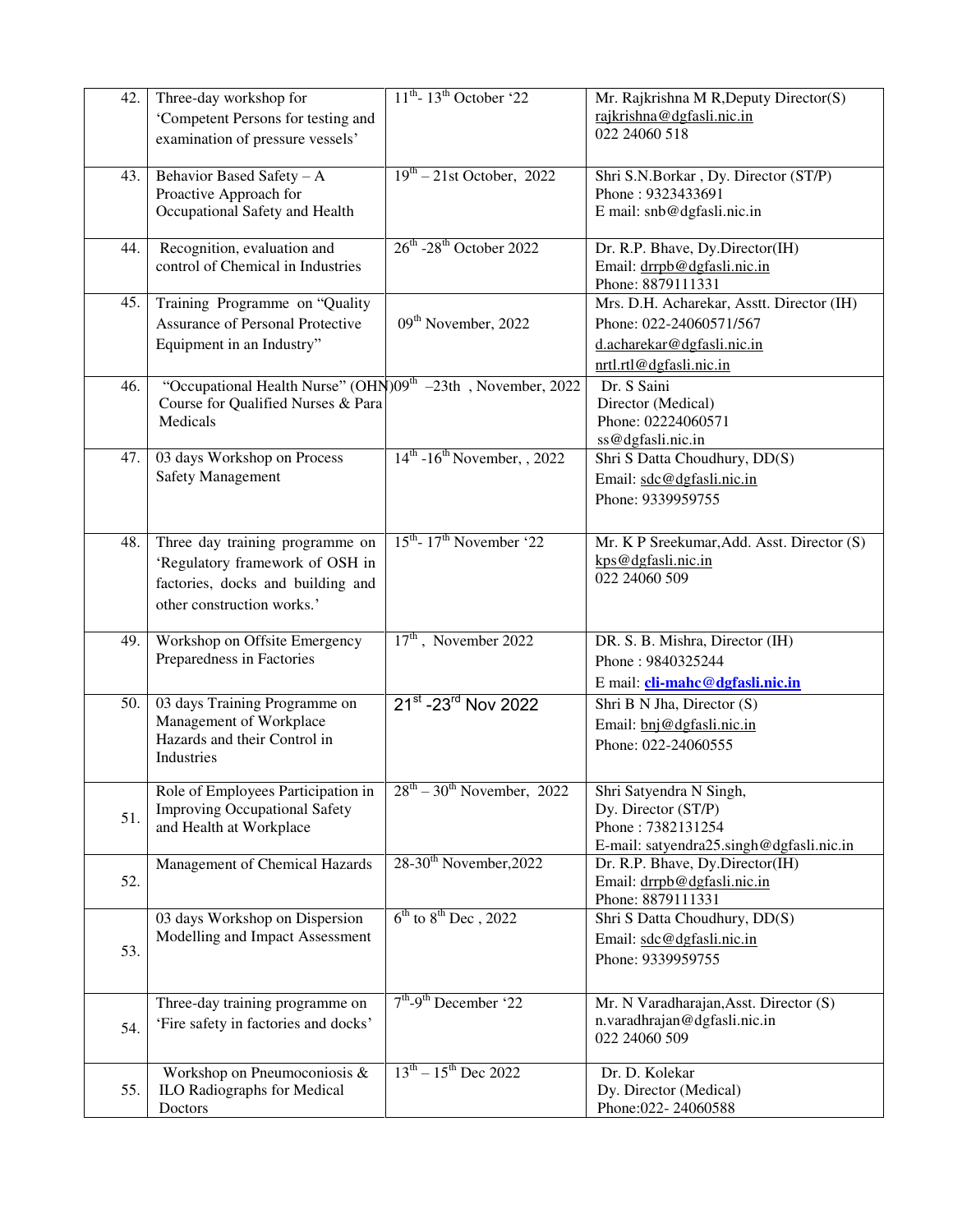| 42. | Three-day workshop for 'Competent Persons for testing and examination of pressure vessels' | 11th- 13th October '22 | Mr. Rajkrishna M R,Deputy Director(S)<br>rajkrishna@dgfasli.nic.in<br>022 24060 518 |
|---|---|---|---|
| 43. | Behavior Based Safety – A Proactive Approach for Occupational Safety and Health | 19th – 21st October, 2022 | Shri S.N.Borkar , Dy. Director (ST/P)<br>Phone : 9323433691<br>E mail: snb@dgfasli.nic.in |
| 44. | Recognition, evaluation and control of Chemical in Industries | 26th -28th October 2022 | Dr. R.P. Bhave, Dy.Director(IH)<br>Email: drrpb@dgfasli.nic.in<br>Phone: 8879111331 |
| 45. | Training Programme on "Quality Assurance of Personal Protective Equipment in an Industry" | 09th November, 2022 | Mrs. D.H. Acharekar, Asstt. Director (IH)<br>Phone: 022-24060571/567<br>d.acharekar@dgfasli.nic.in<br>nrtl.rtl@dgfasli.nic.in |
| 46. | "Occupational Health Nurse" (OHN) Course for Qualified Nurses & Para Medicals | 09th –23th , November, 2022 | Dr. S Saini<br>Director (Medical)<br>Phone: 02224060571<br>ss@dgfasli.nic.in |
| 47. | 03 days Workshop on Process Safety Management | 14th -16th November, , 2022 | Shri S Datta Choudhury, DD(S)<br>Email: sdc@dgfasli.nic.in<br>Phone: 9339959755 |
| 48. | Three day training programme on 'Regulatory framework of OSH in factories, docks and building and other construction works.' | 15th- 17th November '22 | Mr. K P Sreekumar,Add. Asst. Director (S)<br>kps@dgfasli.nic.in<br>022 24060 509 |
| 49. | Workshop on Offsite Emergency Preparedness in Factories | 17th , November 2022 | DR. S. B. Mishra, Director (IH)<br>Phone : 9840325244<br>E mail: **cli-mahc@dgfasli.nic.in** |
| 50. | 03 days Training Programme on Management of Workplace Hazards and their Control in Industries | 21st -23rd Nov 2022 | Shri B N Jha, Director (S)<br>Email: bnj@dgfasli.nic.in<br>Phone: 022-24060555 |
| 51. | Role of Employees Participation in Improving Occupational Safety and Health at Workplace | 28th – 30th November, 2022 | Shri Satyendra N Singh,<br>Dy. Director (ST/P)<br>Phone : 7382131254<br>E-mail: satyendra25.singh@dgfasli.nic.in |
| 52. | Management of Chemical Hazards | 28-30th November,2022 | Dr. R.P. Bhave, Dy.Director(IH)<br>Email: drrpb@dgfasli.nic.in<br>Phone: 8879111331 |
| 53. | 03 days Workshop on Dispersion Modelling and Impact Assessment | 6th to 8th Dec , 2022 | Shri S Datta Choudhury, DD(S)<br>Email: sdc@dgfasli.nic.in<br>Phone: 9339959755 |
| 54. | Three-day training programme on 'Fire safety in factories and docks' | 7th-9th December '22 | Mr. N Varadharajan,Asst. Director (S)<br>n.varadhrajan@dgfasli.nic.in<br>022 24060 509 |
| 55. | Workshop on Pneumoconiosis & ILO Radiographs for Medical Doctors | 13th – 15th Dec 2022 | Dr. D. Kolekar<br>Dy. Director (Medical)<br>Phone:022- 24060588 |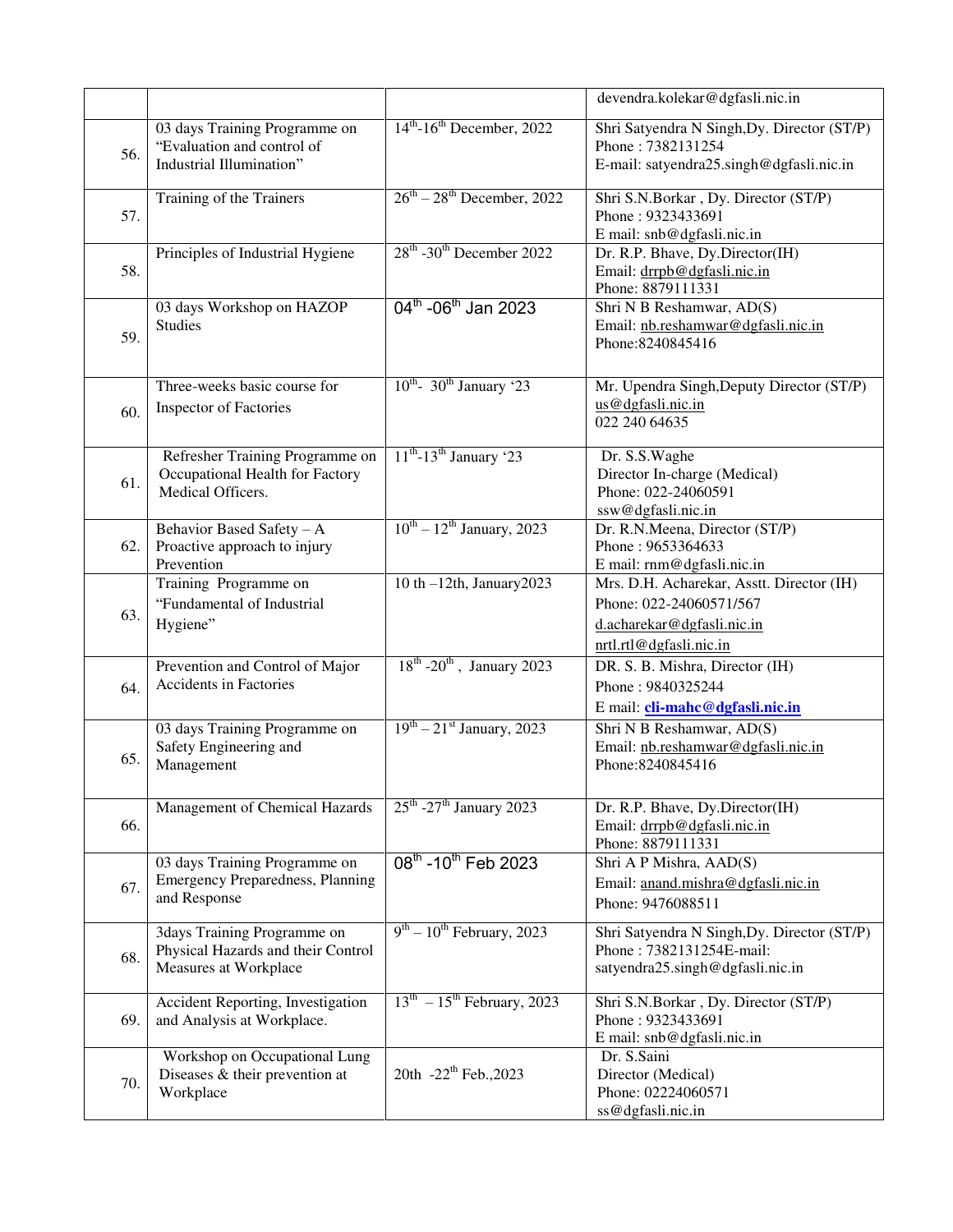| | | | |
|---|---|---|---|
| | | | devendra.kolekar@dgfasli.nic.in |
| 56. | 03 days Training Programme on "Evaluation and control of Industrial Illumination" | 14th-16th December, 2022 | Shri Satyendra N Singh,Dy. Director (ST/P)<br>Phone : 7382131254<br>E-mail: satyendra25.singh@dgfasli.nic.in |
| 57. | Training of the Trainers | 26th – 28th December, 2022 | Shri S.N.Borkar , Dy. Director (ST/P)<br>Phone : 9323433691<br>E mail: snb@dgfasli.nic.in |
| 58. | Principles of Industrial Hygiene | 28th -30th December 2022 | Dr. R.P. Bhave, Dy.Director(IH)<br>Email: drrpb@dgfasli.nic.in<br>Phone: 8879111331 |
| 59. | 03 days Workshop on HAZOP Studies | 04th -06th Jan 2023 | Shri N B Reshamwar, AD(S)<br>Email: nb.reshamwar@dgfasli.nic.in<br>Phone:8240845416 |
| 60. | Three-weeks basic course for Inspector of Factories | 10th- 30th January '23 | Mr. Upendra Singh,Deputy Director (ST/P)<br>us@dgfasli.nic.in<br>022 240 64635 |
| 61. | Refresher Training Programme on Occupational Health for Factory Medical Officers. | 11th-13th January '23 | Dr. S.S.Waghe<br>Director In-charge (Medical)<br>Phone: 022-24060591<br>ssw@dgfasli.nic.in |
| 62. | Behavior Based Safety – A Proactive approach to injury Prevention | 10th – 12th January, 2023 | Dr. R.N.Meena, Director (ST/P)<br>Phone : 9653364633<br>E mail: rnm@dgfasli.nic.in |
| 63. | Training Programme on "Fundamental of Industrial Hygiene" | 10 th –12th, January2023 | Mrs. D.H. Acharekar, Asstt. Director (IH)<br>Phone: 022-24060571/567<br>d.acharekar@dgfasli.nic.in<br>nrtl.rtl@dgfasli.nic.in |
| 64. | Prevention and Control of Major Accidents in Factories | 18th -20th , January 2023 | DR. S. B. Mishra, Director (IH)<br>Phone : 9840325244<br>E mail: **cli-mahc@dgfasli.nic.in** |
| 65. | 03 days Training Programme on Safety Engineering and Management | 19th – 21st January, 2023 | Shri N B Reshamwar, AD(S)<br>Email: nb.reshamwar@dgfasli.nic.in<br>Phone:8240845416 |
| 66. | Management of Chemical Hazards | 25th -27th January 2023 | Dr. R.P. Bhave, Dy.Director(IH)<br>Email: drrpb@dgfasli.nic.in<br>Phone: 8879111331 |
| 67. | 03 days Training Programme on Emergency Preparedness, Planning and Response | 08th -10th Feb 2023 | Shri A P Mishra, AAD(S)<br>Email: anand.mishra@dgfasli.nic.in<br>Phone: 9476088511 |
| 68. | 3days Training Programme on Physical Hazards and their Control Measures at Workplace | 9th – 10th February, 2023 | Shri Satyendra N Singh,Dy. Director (ST/P)<br>Phone : 7382131254E-mail:<br>satyendra25.singh@dgfasli.nic.in |
| 69. | Accident Reporting, Investigation and Analysis at Workplace. | 13th – 15th February, 2023 | Shri S.N.Borkar , Dy. Director (ST/P)<br>Phone : 9323433691<br>E mail: snb@dgfasli.nic.in |
| 70. | Workshop on Occupational Lung Diseases & their prevention at Workplace | 20th -22th Feb.,2023 | Dr. S.Saini<br>Director (Medical)<br>Phone: 02224060571<br>ss@dgfasli.nic.in |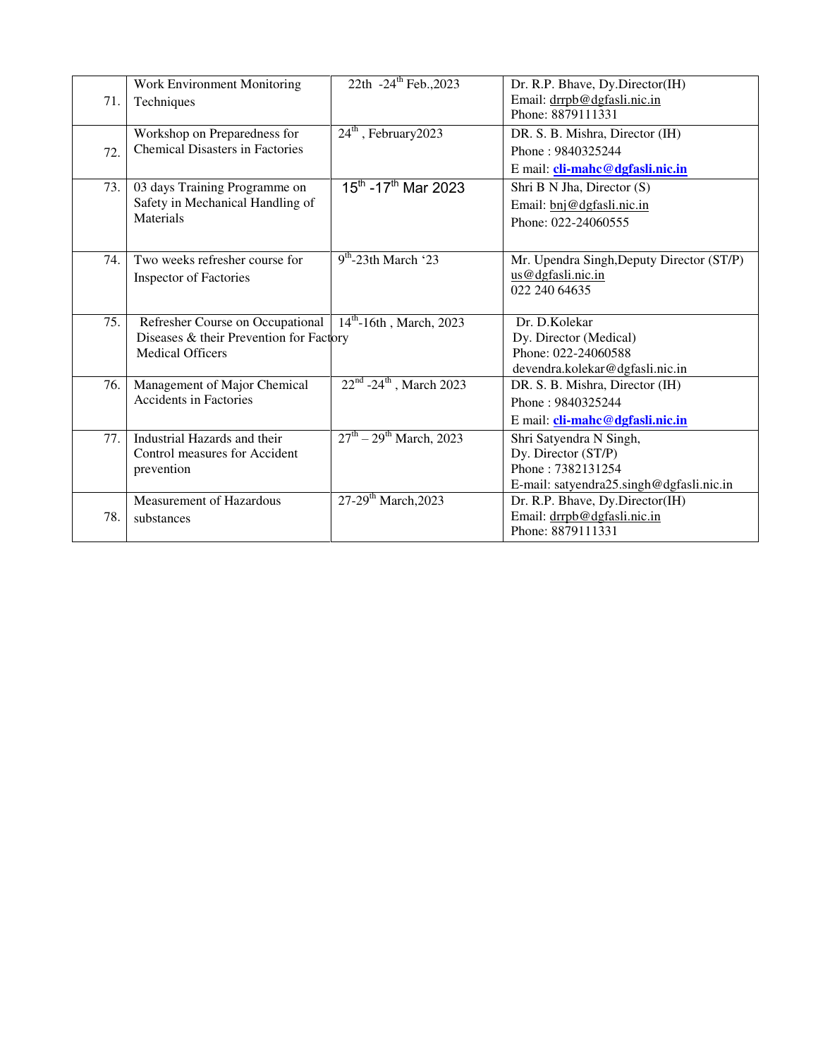| 71. | Work Environment Monitoring Techniques | 22th -24th Feb.,2023 | Dr. R.P. Bhave, Dy.Director(IH)<br>Email: drrpb@dgfasli.nic.in<br>Phone: 8879111331 |
|---|---|---|---|
| 72. | Workshop on Preparedness for Chemical Disasters in Factories | 24th , February2023 | DR. S. B. Mishra, Director (IH)<br>Phone : 9840325244<br>E mail: **cli-mahc@dgfasli.nic.in** |
| 73. | 03 days Training Programme on Safety in Mechanical Handling of Materials | 15th -17th Mar 2023 | Shri B N Jha, Director (S)<br>Email: bnj@dgfasli.nic.in<br>Phone: 022-24060555 |
| 74. | Two weeks refresher course for Inspector of Factories | 9th-23th March '23 | Mr. Upendra Singh,Deputy Director (ST/P)<br>us@dgfasli.nic.in<br>022 240 64635 |
| 75. | Refresher Course on Occupational Diseases & their Prevention for Factory Medical Officers | 14th-16th , March, 2023 | Dr. D.Kolekar<br>Dy. Director (Medical)<br>Phone: 022-24060588<br>devendra.kolekar@dgfasli.nic.in |
| 76. | Management of Major Chemical Accidents in Factories | 22nd -24th , March 2023 | DR. S. B. Mishra, Director (IH)<br>Phone : 9840325244<br>E mail: **cli-mahc@dgfasli.nic.in** |
| 77. | Industrial Hazards and their Control measures for Accident prevention | 27th – 29th March, 2023 | Shri Satyendra N Singh,<br>Dy. Director (ST/P)<br>Phone : 7382131254<br>E-mail: satyendra25.singh@dgfasli.nic.in |
| 78. | Measurement of Hazardous substances | 27-29th March,2023 | Dr. R.P. Bhave, Dy.Director(IH)<br>Email: drrpb@dgfasli.nic.in<br>Phone: 8879111331 |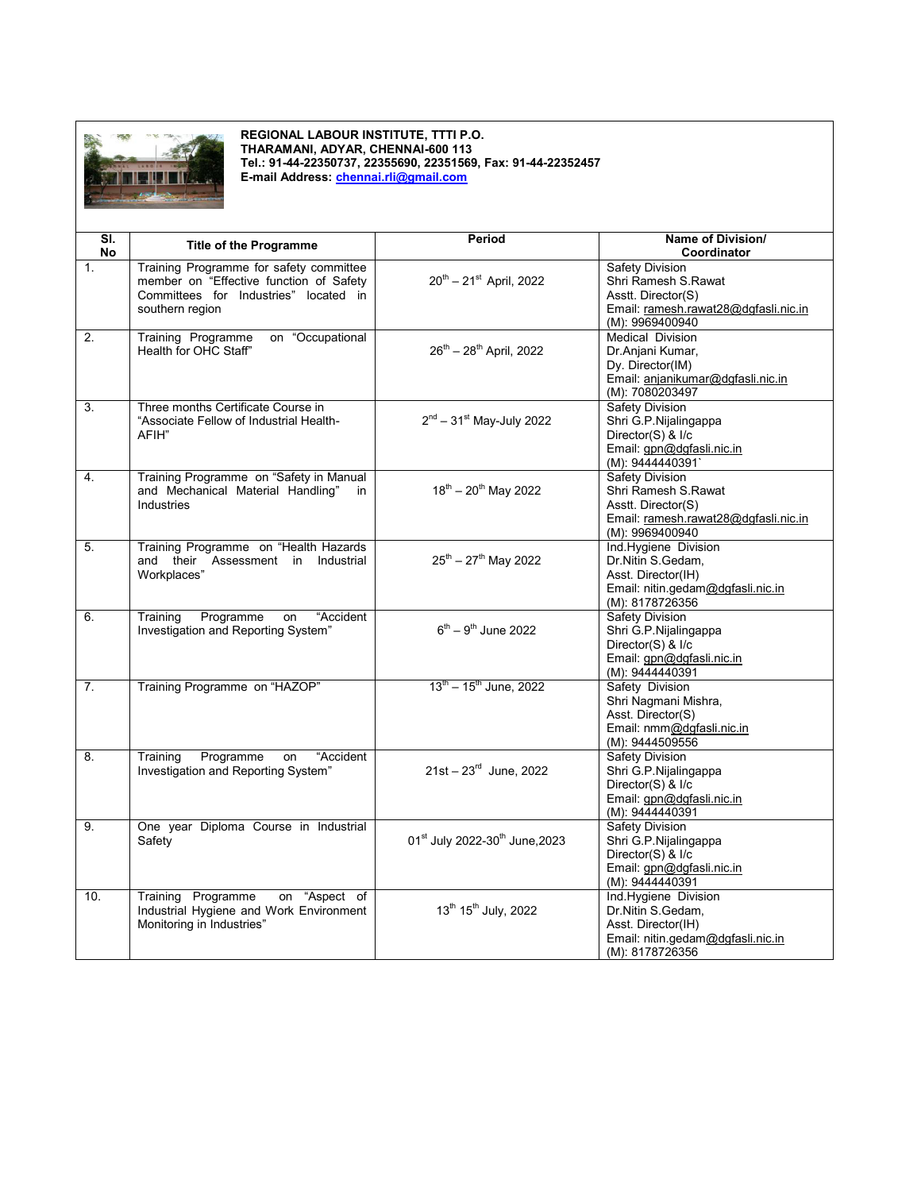**REGIONAL LABOUR INSTITUTE, TTTI P.O.**
**THARAMANI, ADYAR, CHENNAI-600 113**
**Tel.: 91-44-22350737, 22355690, 22351569, Fax: 91-44-22352457**
**E-mail Address: chennai.rli@gmail.com**

| Sl. No | Title of the Programme | Period | Name of Division/ Coordinator |
|---|---|---|---|
| 1. | Training Programme for safety committee member on "Effective function of Safety Committees for Industries" located in southern region | 20th – 21st April, 2022 | Safety Division<br>Shri Ramesh S.Rawat<br>Asstt. Director(S)<br>Email: ramesh.rawat28@dgfasli.nic.in<br>(M): 9969400940 |
| 2. | Training Programme on "Occupational Health for OHC Staff" | 26th – 28th April, 2022 | Medical Division<br>Dr.Anjani Kumar,<br>Dy. Director(IM)<br>Email: anjanikumar@dgfasli.nic.in<br>(M): 7080203497 |
| 3. | Three months Certificate Course in "Associate Fellow of Industrial Health-AFIH" | 2nd – 31st May-July 2022 | Safety Division<br>Shri G.P.Nijalingappa<br>Director(S) & I/c<br>Email: gpn@dgfasli.nic.in<br>(M): 9444440391` |
| 4. | Training Programme on "Safety in Manual and Mechanical Material Handling" in Industries | 18th – 20th May 2022 | Safety Division<br>Shri Ramesh S.Rawat<br>Asstt. Director(S)<br>Email: ramesh.rawat28@dgfasli.nic.in<br>(M): 9969400940 |
| 5. | Training Programme on "Health Hazards and their Assessment in Industrial Workplaces" | 25th – 27th May 2022 | Ind.Hygiene Division<br>Dr.Nitin S.Gedam,<br>Asst. Director(IH)<br>Email: nitin.gedam@dgfasli.nic.in<br>(M): 8178726356 |
| 6. | Training Programme on "Accident Investigation and Reporting System" | 6th – 9th June 2022 | Safety Division<br>Shri G.P.Nijalingappa<br>Director(S) & I/c<br>Email: gpn@dgfasli.nic.in<br>(M): 9444440391 |
| 7. | Training Programme on "HAZOP" | 13th – 15th June, 2022 | Safety Division<br>Shri Nagmani Mishra,<br>Asst. Director(S)<br>Email: nmm@dgfasli.nic.in<br>(M): 9444509556 |
| 8. | Training Programme on "Accident Investigation and Reporting System" | 21st – 23rd June, 2022 | Safety Division<br>Shri G.P.Nijalingappa<br>Director(S) & I/c<br>Email: gpn@dgfasli.nic.in<br>(M): 9444440391 |
| 9. | One year Diploma Course in Industrial Safety | 01st July 2022-30th June,2023 | Safety Division<br>Shri G.P.Nijalingappa<br>Director(S) & I/c<br>Email: gpn@dgfasli.nic.in<br>(M): 9444440391 |
| 10. | Training Programme on "Aspect of Industrial Hygiene and Work Environment Monitoring in Industries" | 13th 15th July, 2022 | Ind.Hygiene Division<br>Dr.Nitin S.Gedam,<br>Asst. Director(IH)<br>Email: nitin.gedam@dgfasli.nic.in<br>(M): 8178726356 |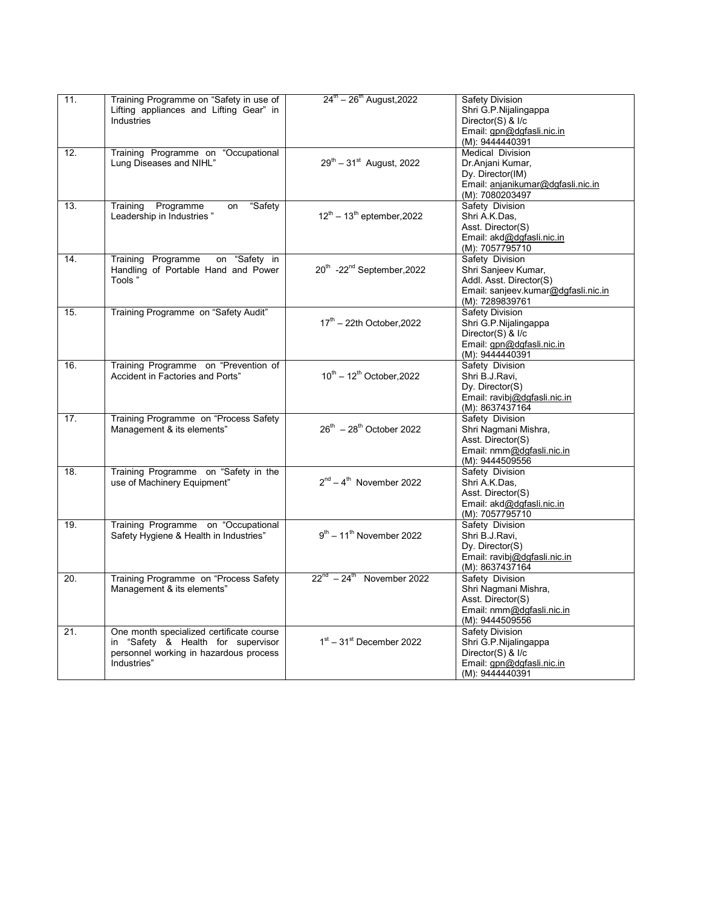| 11. | Training Programme on "Safety in use of Lifting appliances and Lifting Gear" in Industries | 24th – 26th August,2022 | Safety Division<br>Shri G.P.Nijalingappa<br>Director(S) & I/c<br>Email: gpn@dgfasli.nic.in<br>(M): 9444440391 |
|---|---|---|---|
| 12. | Training Programme on "Occupational Lung Diseases and NIHL" | 29th – 31st August, 2022 | Medical Division<br>Dr.Anjani Kumar,<br>Dy. Director(IM)<br>Email: anjanikumar@dgfasli.nic.in<br>(M): 7080203497 |
| 13. | Training Programme on "Safety Leadership in Industries " | 12th – 13th eptember,2022 | Safety Division<br>Shri A.K.Das,<br>Asst. Director(S)<br>Email: akd@dgfasli.nic.in<br>(M): 7057795710 |
| 14. | Training Programme on "Safety in Handling of Portable Hand and Power Tools " | 20th -22nd September,2022 | Safety Division<br>Shri Sanjeev Kumar,<br>Addl. Asst. Director(S)<br>Email: sanjeev.kumar@dgfasli.nic.in<br>(M): 7289839761 |
| 15. | Training Programme on "Safety Audit" | 17th – 22th October,2022 | Safety Division<br>Shri G.P.Nijalingappa<br>Director(S) & I/c<br>Email: gpn@dgfasli.nic.in<br>(M): 9444440391 |
| 16. | Training Programme on "Prevention of Accident in Factories and Ports" | 10th – 12th October,2022 | Safety Division<br>Shri B.J.Ravi,<br>Dy. Director(S)<br>Email: ravibj@dgfasli.nic.in<br>(M): 8637437164 |
| 17. | Training Programme on "Process Safety Management & its elements" | 26th – 28th October 2022 | Safety Division<br>Shri Nagmani Mishra,<br>Asst. Director(S)<br>Email: nmm@dgfasli.nic.in<br>(M): 9444509556 |
| 18. | Training Programme on "Safety in the use of Machinery Equipment" | 2nd – 4th November 2022 | Safety Division<br>Shri A.K.Das,<br>Asst. Director(S)<br>Email: akd@dgfasli.nic.in<br>(M): 7057795710 |
| 19. | Training Programme on "Occupational Safety Hygiene & Health in Industries" | 9th – 11th November 2022 | Safety Division<br>Shri B.J.Ravi,<br>Dy. Director(S)<br>Email: ravibj@dgfasli.nic.in<br>(M): 8637437164 |
| 20. | Training Programme on "Process Safety Management & its elements" | 22nd – 24th November 2022 | Safety Division<br>Shri Nagmani Mishra,<br>Asst. Director(S)<br>Email: nmm@dgfasli.nic.in<br>(M): 9444509556 |
| 21. | One month specialized certificate course in "Safety & Health for supervisor personnel working in hazardous process Industries" | 1st – 31st December 2022 | Safety Division<br>Shri G.P.Nijalingappa<br>Director(S) & I/c<br>Email: gpn@dgfasli.nic.in<br>(M): 9444440391 |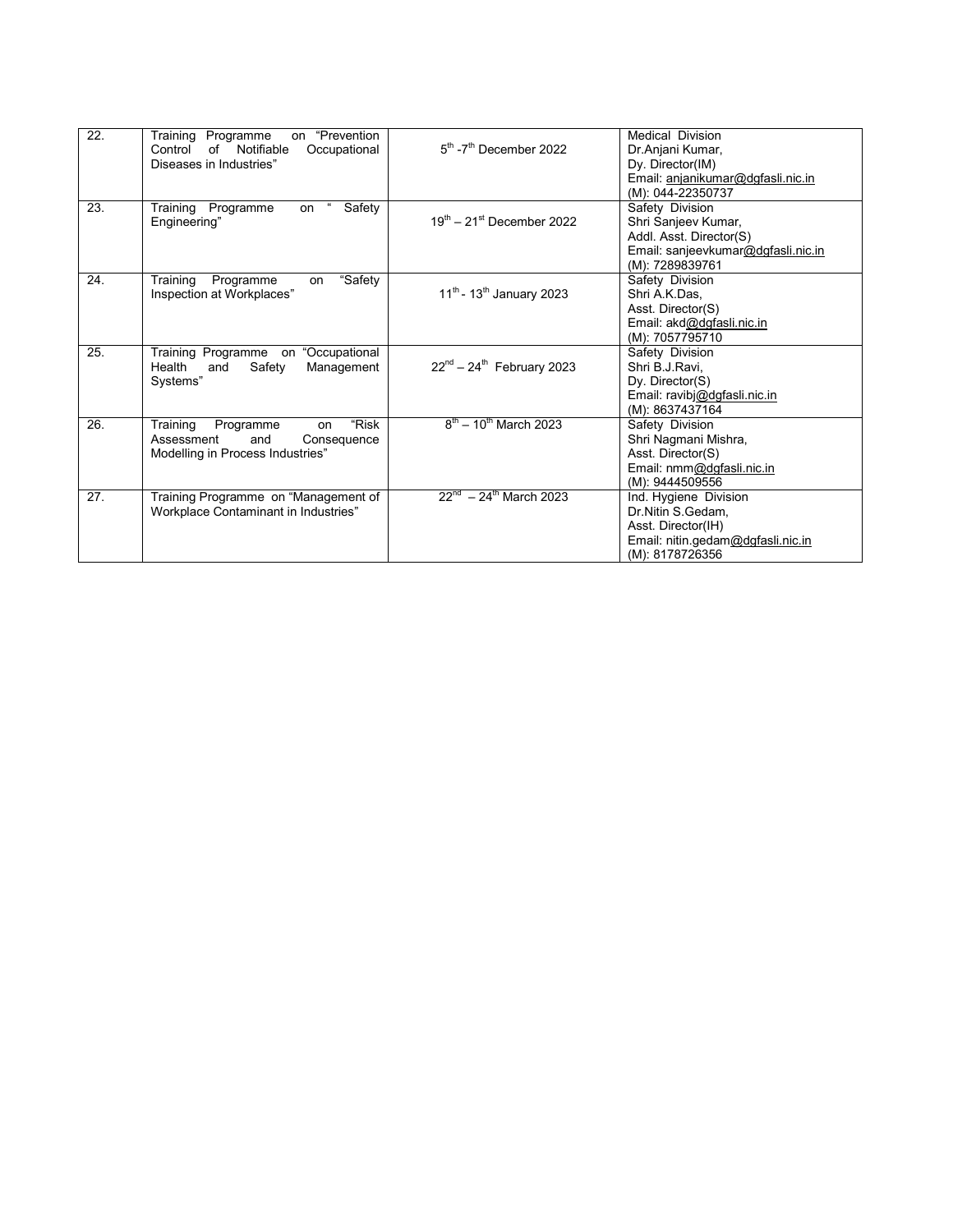| 22. | Training Programme on "Prevention Control of Notifiable Occupational Diseases in Industries" | 5th -7th December 2022 | Medical Division<br>Dr.Anjani Kumar,<br>Dy. Director(IM)<br>Email: anjanikumar@dgfasli.nic.in<br>(M): 044-22350737 |
|---|---|---|---|
| 23. | Training Programme on " Safety Engineering" | 19th – 21st December 2022 | Safety Division<br>Shri Sanjeev Kumar,<br>Addl. Asst. Director(S)<br>Email: sanjeevkumar@dgfasli.nic.in<br>(M): 7289839761 |
| 24. | Training Programme on "Safety Inspection at Workplaces" | 11th - 13th January 2023 | Safety Division<br>Shri A.K.Das,<br>Asst. Director(S)<br>Email: akd@dgfasli.nic.in<br>(M): 7057795710 |
| 25. | Training Programme on "Occupational Health and Safety Management Systems" | 22nd – 24th February 2023 | Safety Division<br>Shri B.J.Ravi,<br>Dy. Director(S)<br>Email: ravibj@dgfasli.nic.in<br>(M): 8637437164 |
| 26. | Training Programme on "Risk Assessment and Consequence Modelling in Process Industries" | 8th – 10th March 2023 | Safety Division<br>Shri Nagmani Mishra,<br>Asst. Director(S)<br>Email: nmm@dgfasli.nic.in<br>(M): 9444509556 |
| 27. | Training Programme on "Management of Workplace Contaminant in Industries" | 22nd – 24th March 2023 | Ind. Hygiene Division<br>Dr.Nitin S.Gedam,<br>Asst. Director(IH)<br>Email: nitin.gedam@dgfasli.nic.in<br>(M): 8178726356 |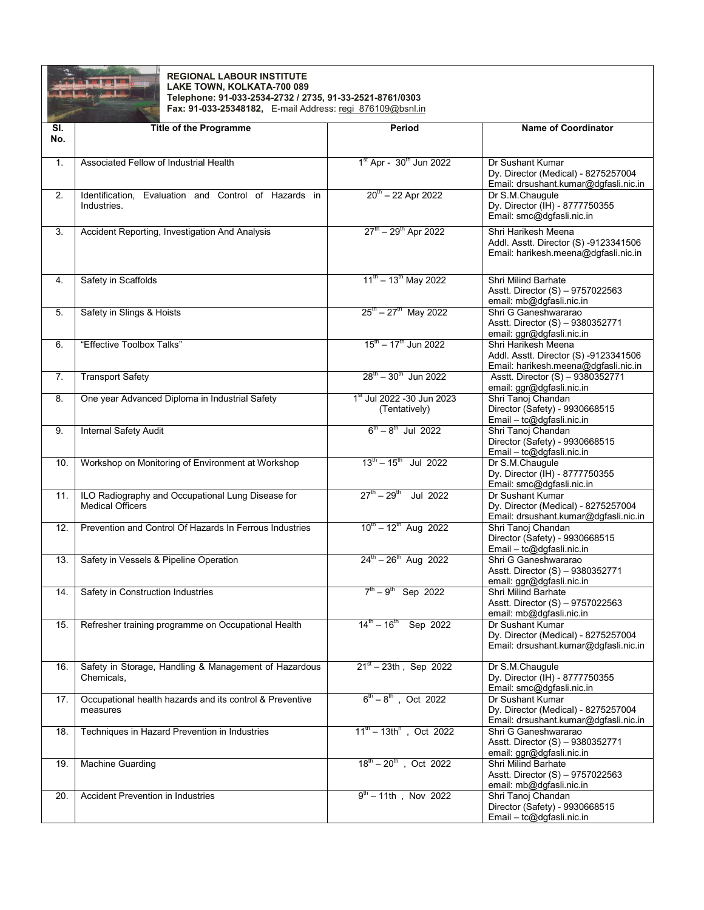**REGIONAL LABOUR INSTITUTE**
**LAKE TOWN, KOLKATA-700 089**
**Telephone: 91-033-2534-2732 / 2735, 91-33-2521-8761/0303**
**Fax: 91-033-25348182,** E-mail Address: regi_876109@bsnl.in

| Sl. No. | Title of the Programme | Period | Name of Coordinator |
|---|---|---|---|
| 1. | Associated Fellow of Industrial Health | 1st Apr - 30th Jun 2022 | Dr Sushant Kumar<br>Dy. Director (Medical) - 8275257004<br>Email: drsushant.kumar@dgfasli.nic.in |
| 2. | Identification, Evaluation and Control of Hazards in Industries. | 20th – 22 Apr 2022 | Dr S.M.Chaugule<br>Dy. Director (IH) - 8777750355<br>Email: smc@dgfasli.nic.in |
| 3. | Accident Reporting, Investigation And Analysis | 27th – 29th Apr 2022 | Shri Harikesh Meena<br>Addl. Asstt. Director (S) -9123341506<br>Email: harikesh.meena@dgfasli.nic.in |
| 4. | Safety in Scaffolds | 11th – 13th May 2022 | Shri Milind Barhate<br>Asstt. Director (S) – 9757022563<br>email: mb@dgfasli.nic.in |
| 5. | Safety in Slings & Hoists | 25th – 27th May 2022 | Shri G Ganeshwararao<br>Asstt. Director (S) – 9380352771<br>email: ggr@dgfasli.nic.in |
| 6. | "Effective Toolbox Talks" | 15th – 17th Jun 2022 | Shri Harikesh Meena<br>Addl. Asstt. Director (S) -9123341506<br>Email: harikesh.meena@dgfasli.nic.in |
| 7. | Transport Safety | 28th – 30th Jun 2022 | Asstt. Director (S) – 9380352771<br>email: ggr@dgfasli.nic.in |
| 8. | One year Advanced Diploma in Industrial Safety | 1st Jul 2022 -30 Jun 2023 (Tentatively) | Shri Tanoj Chandan<br>Director (Safety) - 9930668515<br>Email – tc@dgfasli.nic.in |
| 9. | Internal Safety Audit | 6th – 8th Jul 2022 | Shri Tanoj Chandan<br>Director (Safety) - 9930668515<br>Email – tc@dgfasli.nic.in |
| 10. | Workshop on Monitoring of Environment at Workshop | 13th – 15th Jul 2022 | Dr S.M.Chaugule<br>Dy. Director (IH) - 8777750355<br>Email: smc@dgfasli.nic.in |
| 11. | ILO Radiography and Occupational Lung Disease for Medical Officers | 27th – 29th Jul 2022 | Dr Sushant Kumar<br>Dy. Director (Medical) - 8275257004<br>Email: drsushant.kumar@dgfasli.nic.in |
| 12. | Prevention and Control Of Hazards In Ferrous Industries | 10th – 12th Aug 2022 | Shri Tanoj Chandan<br>Director (Safety) - 9930668515<br>Email – tc@dgfasli.nic.in |
| 13. | Safety in Vessels & Pipeline Operation | 24th – 26th Aug 2022 | Shri G Ganeshwararao<br>Asstt. Director (S) – 9380352771<br>email: ggr@dgfasli.nic.in |
| 14. | Safety in Construction Industries | 7th – 9th Sep 2022 | Shri Milind Barhate<br>Asstt. Director (S) – 9757022563<br>email: mb@dgfasli.nic.in |
| 15. | Refresher training programme on Occupational Health | 14th – 16th Sep 2022 | Dr Sushant Kumar<br>Dy. Director (Medical) - 8275257004<br>Email: drsushant.kumar@dgfasli.nic.in |
| 16. | Safety in Storage, Handling & Management of Hazardous Chemicals, | 21st – 23th , Sep 2022 | Dr S.M.Chaugule<br>Dy. Director (IH) - 8777750355<br>Email: smc@dgfasli.nic.in |
| 17. | Occupational health hazards and its control & Preventive measures | 6th – 8th , Oct 2022 | Dr Sushant Kumar<br>Dy. Director (Medical) - 8275257004<br>Email: drsushant.kumar@dgfasli.nic.in |
| 18. | Techniques in Hazard Prevention in Industries | 11th – 13thh , Oct 2022 | Shri G Ganeshwararao<br>Asstt. Director (S) – 9380352771<br>email: ggr@dgfasli.nic.in |
| 19. | Machine Guarding | 18th – 20th , Oct 2022 | Shri Milind Barhate<br>Asstt. Director (S) – 9757022563<br>email: mb@dgfasli.nic.in |
| 20. | Accident Prevention in Industries | 9th – 11th , Nov 2022 | Shri Tanoj Chandan<br>Director (Safety) - 9930668515<br>Email – tc@dgfasli.nic.in |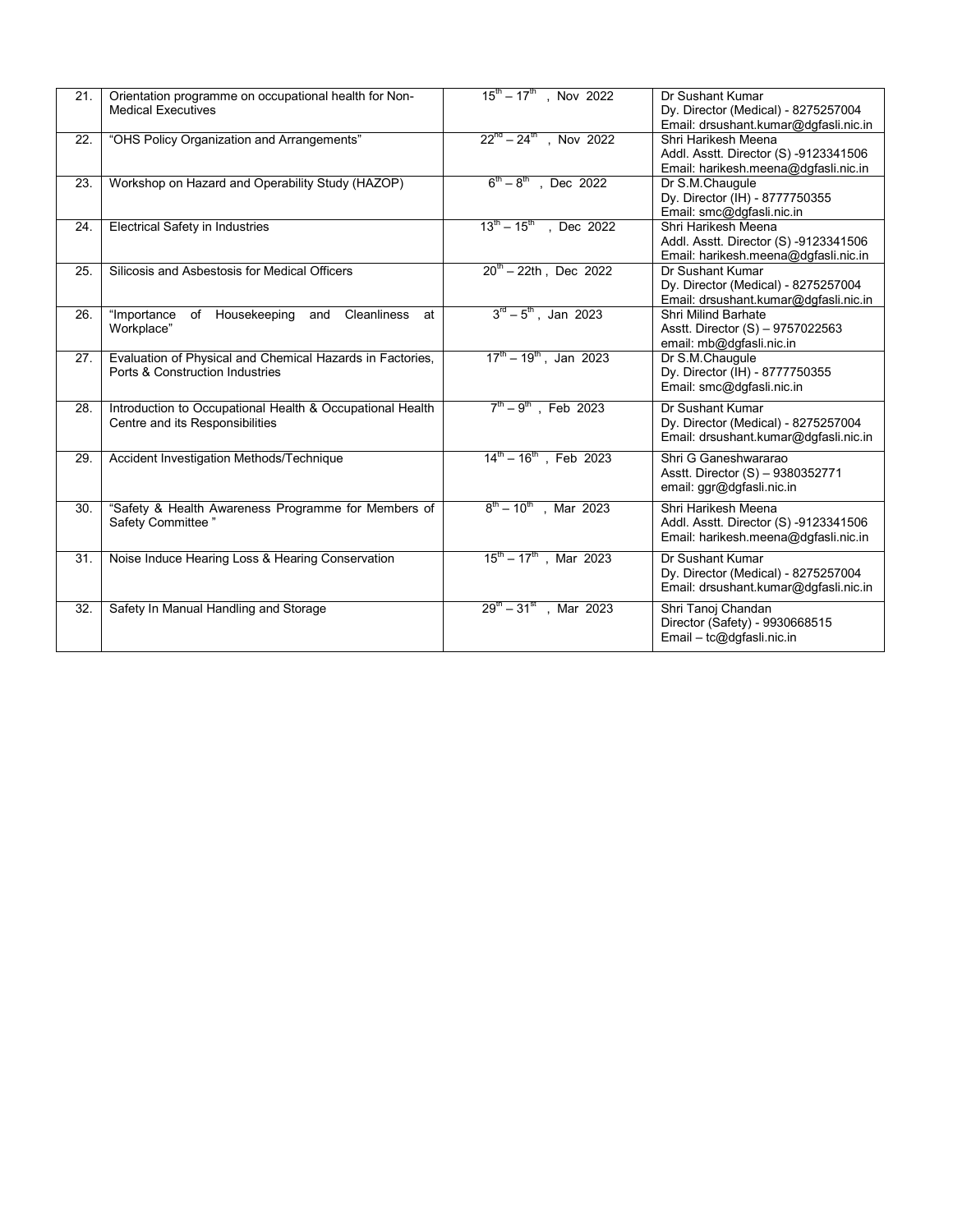| 21. | Orientation programme on occupational health for Non-Medical Executives | 15th – 17th , Nov 2022 | Dr Sushant Kumar<br>Dy. Director (Medical) - 8275257004<br>Email: drsushant.kumar@dgfasli.nic.in |
|---|---|---|---|
| 22. | "OHS Policy Organization and Arrangements" | 22nd – 24th , Nov 2022 | Shri Harikesh Meena<br>Addl. Asstt. Director (S) -9123341506<br>Email: harikesh.meena@dgfasli.nic.in |
| 23. | Workshop on Hazard and Operability Study (HAZOP) | 6th – 8th , Dec 2022 | Dr S.M.Chaugule<br>Dy. Director (IH) - 8777750355<br>Email: smc@dgfasli.nic.in |
| 24. | Electrical Safety in Industries | 13th – 15th , Dec 2022 | Shri Harikesh Meena<br>Addl. Asstt. Director (S) -9123341506<br>Email: harikesh.meena@dgfasli.nic.in |
| 25. | Silicosis and Asbestosis for Medical Officers | 20th – 22th , Dec 2022 | Dr Sushant Kumar<br>Dy. Director (Medical) - 8275257004<br>Email: drsushant.kumar@dgfasli.nic.in |
| 26. | "Importance of Housekeeping and Cleanliness at Workplace" | 3rd – 5th , Jan 2023 | Shri Milind Barhate<br>Asstt. Director (S) – 9757022563<br>email: mb@dgfasli.nic.in |
| 27. | Evaluation of Physical and Chemical Hazards in Factories, Ports & Construction Industries | 17th – 19th , Jan 2023 | Dr S.M.Chaugule<br>Dy. Director (IH) - 8777750355<br>Email: smc@dgfasli.nic.in |
| 28. | Introduction to Occupational Health & Occupational Health Centre and its Responsibilities | 7th – 9th , Feb 2023 | Dr Sushant Kumar<br>Dy. Director (Medical) - 8275257004<br>Email: drsushant.kumar@dgfasli.nic.in |
| 29. | Accident Investigation Methods/Technique | 14th – 16th , Feb 2023 | Shri G Ganeshwararao<br>Asstt. Director (S) – 9380352771<br>email: ggr@dgfasli.nic.in |
| 30. | "Safety & Health Awareness Programme for Members of Safety Committee " | 8th – 10th , Mar 2023 | Shri Harikesh Meena<br>Addl. Asstt. Director (S) -9123341506<br>Email: harikesh.meena@dgfasli.nic.in |
| 31. | Noise Induce Hearing Loss & Hearing Conservation | 15th – 17th , Mar 2023 | Dr Sushant Kumar<br>Dy. Director (Medical) - 8275257004<br>Email: drsushant.kumar@dgfasli.nic.in |
| 32. | Safety In Manual Handling and Storage | 29th – 31st , Mar 2023 | Shri Tanoj Chandan<br>Director (Safety) - 9930668515<br>Email – tc@dgfasli.nic.in |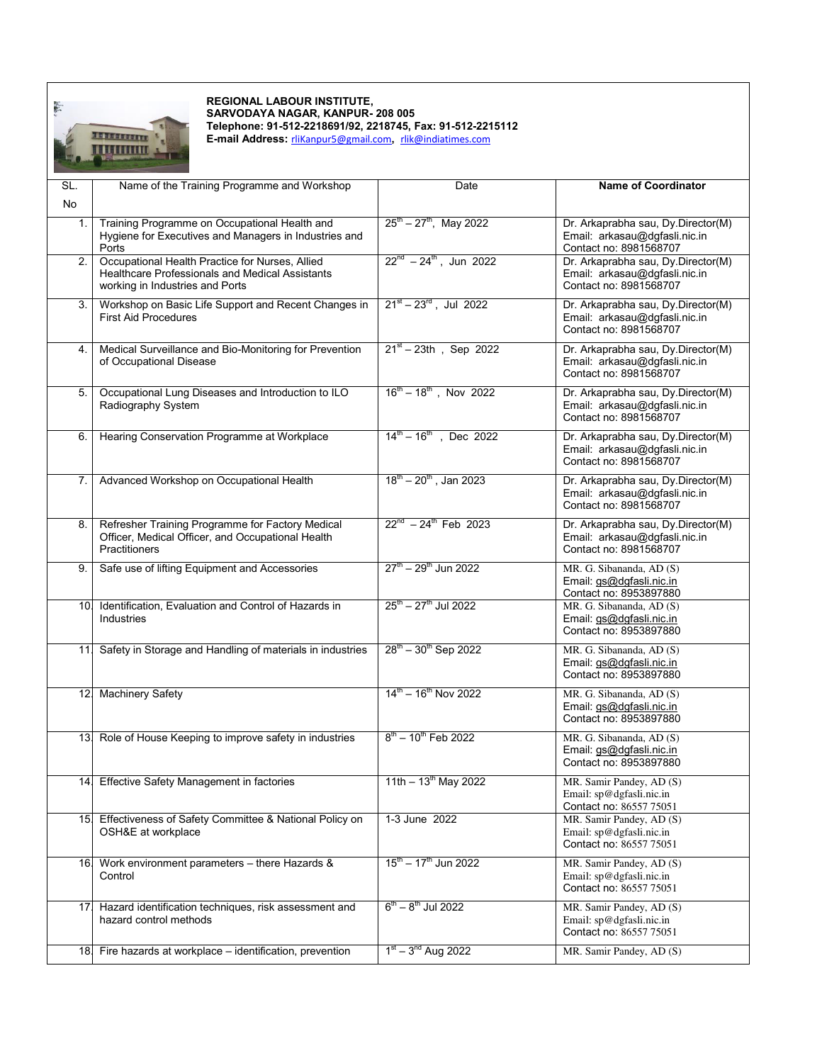**REGIONAL LABOUR INSTITUTE,**
**SARVODAYA NAGAR, KANPUR- 208 005**
**Telephone: 91-512-2218691/92, 2218745, Fax: 91-512-2215112**
**E-mail Address:** rliKanpur5@gmail.com, rlik@indiatimes.com

| SL. No | Name of the Training Programme and Workshop | Date | **Name of Coordinator** |
|---|---|---|---|
| 1. | Training Programme on Occupational Health and Hygiene for Executives and Managers in Industries and Ports | 25th – 27th, May 2022 | Dr. Arkaprabha sau, Dy.Director(M) Email: arkasau@dgfasli.nic.in Contact no: 8981568707 |
| 2. | Occupational Health Practice for Nurses, Allied Healthcare Professionals and Medical Assistants working in Industries and Ports | 22nd – 24th , Jun 2022 | Dr. Arkaprabha sau, Dy.Director(M) Email: arkasau@dgfasli.nic.in Contact no: 8981568707 |
| 3. | Workshop on Basic Life Support and Recent Changes in First Aid Procedures | 21st – 23rd , Jul 2022 | Dr. Arkaprabha sau, Dy.Director(M) Email: arkasau@dgfasli.nic.in Contact no: 8981568707 |
| 4. | Medical Surveillance and Bio-Monitoring for Prevention of Occupational Disease | 21st – 23th , Sep 2022 | Dr. Arkaprabha sau, Dy.Director(M) Email: arkasau@dgfasli.nic.in Contact no: 8981568707 |
| 5. | Occupational Lung Diseases and Introduction to ILO Radiography System | 16th – 18th , Nov 2022 | Dr. Arkaprabha sau, Dy.Director(M) Email: arkasau@dgfasli.nic.in Contact no: 8981568707 |
| 6. | Hearing Conservation Programme at Workplace | 14th – 16th , Dec 2022 | Dr. Arkaprabha sau, Dy.Director(M) Email: arkasau@dgfasli.nic.in Contact no: 8981568707 |
| 7. | Advanced Workshop on Occupational Health | 18th – 20th , Jan 2023 | Dr. Arkaprabha sau, Dy.Director(M) Email: arkasau@dgfasli.nic.in Contact no: 8981568707 |
| 8. | Refresher Training Programme for Factory Medical Officer, Medical Officer, and Occupational Health Practitioners | 22nd – 24th Feb 2023 | Dr. Arkaprabha sau, Dy.Director(M) Email: arkasau@dgfasli.nic.in Contact no: 8981568707 |
| 9. | Safe use of lifting Equipment and Accessories | 27th – 29th Jun 2022 | MR. G. Sibananda, AD (S) Email: gs@dgfasli.nic.in Contact no: 8953897880 |
| 10. | Identification, Evaluation and Control of Hazards in Industries | 25th – 27th Jul 2022 | MR. G. Sibananda, AD (S) Email: gs@dgfasli.nic.in Contact no: 8953897880 |
| 11. | Safety in Storage and Handling of materials in industries | 28th – 30th Sep 2022 | MR. G. Sibananda, AD (S) Email: gs@dgfasli.nic.in Contact no: 8953897880 |
| 12. | Machinery Safety | 14th – 16th Nov 2022 | MR. G. Sibananda, AD (S) Email: gs@dgfasli.nic.in Contact no: 8953897880 |
| 13. | Role of House Keeping to improve safety in industries | 8th – 10th Feb 2022 | MR. G. Sibananda, AD (S) Email: gs@dgfasli.nic.in Contact no: 8953897880 |
| 14. | Effective Safety Management in factories | 11th – 13th May 2022 | MR. Samir Pandey, AD (S) Email: sp@dgfasli.nic.in Contact no: 86557 75051 |
| 15. | Effectiveness of Safety Committee & National Policy on OSH&E at workplace | 1-3 June 2022 | MR. Samir Pandey, AD (S) Email: sp@dgfasli.nic.in Contact no: 86557 75051 |
| 16. | Work environment parameters – there Hazards & Control | 15th – 17th Jun 2022 | MR. Samir Pandey, AD (S) Email: sp@dgfasli.nic.in Contact no: 86557 75051 |
| 17. | Hazard identification techniques, risk assessment and hazard control methods | 6th – 8th Jul 2022 | MR. Samir Pandey, AD (S) Email: sp@dgfasli.nic.in Contact no: 86557 75051 |
| 18. | Fire hazards at workplace – identification, prevention | 1st – 3nd Aug 2022 | MR. Samir Pandey, AD (S) |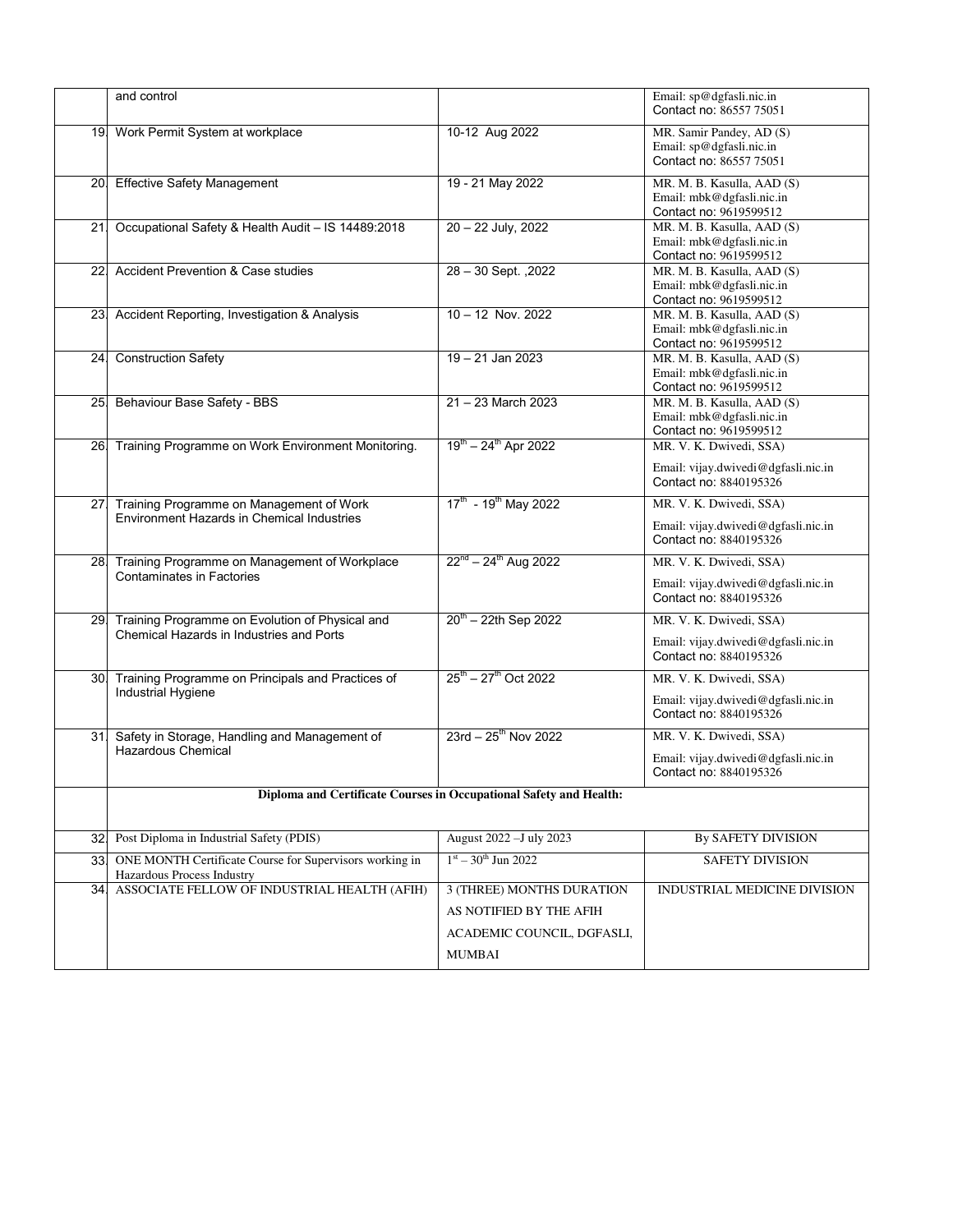| | | | |
|---|---|---|---|
| | and control | | Email: sp@dgfasli.nic.in<br>Contact no: 86557 75051 |
| 19. | Work Permit System at workplace | 10-12 Aug 2022 | MR. Samir Pandey, AD (S)<br>Email: sp@dgfasli.nic.in<br>Contact no: 86557 75051 |
| 20. | Effective Safety Management | 19 - 21 May 2022 | MR. M. B. Kasulla, AAD (S)<br>Email: mbk@dgfasli.nic.in<br>Contact no: 9619599512 |
| 21. | Occupational Safety & Health Audit – IS 14489:2018 | 20 – 22 July, 2022 | MR. M. B. Kasulla, AAD (S)<br>Email: mbk@dgfasli.nic.in<br>Contact no: 9619599512 |
| 22. | Accident Prevention & Case studies | 28 – 30 Sept. ,2022 | MR. M. B. Kasulla, AAD (S)<br>Email: mbk@dgfasli.nic.in<br>Contact no: 9619599512 |
| 23. | Accident Reporting, Investigation & Analysis | 10 – 12 Nov. 2022 | MR. M. B. Kasulla, AAD (S)<br>Email: mbk@dgfasli.nic.in<br>Contact no: 9619599512 |
| 24. | Construction Safety | 19 – 21 Jan 2023 | MR. M. B. Kasulla, AAD (S)<br>Email: mbk@dgfasli.nic.in<br>Contact no: 9619599512 |
| 25. | Behaviour Base Safety - BBS | 21 – 23 March 2023 | MR. M. B. Kasulla, AAD (S)<br>Email: mbk@dgfasli.nic.in<br>Contact no: 9619599512 |
| 26. | Training Programme on Work Environment Monitoring. | 19th – 24th Apr 2022 | MR. V. K. Dwivedi, SSA)<br>Email: vijay.dwivedi@dgfasli.nic.in<br>Contact no: 8840195326 |
| 27. | Training Programme on Management of Work Environment Hazards in Chemical Industries | 17th - 19th May 2022 | MR. V. K. Dwivedi, SSA)<br>Email: vijay.dwivedi@dgfasli.nic.in<br>Contact no: 8840195326 |
| 28. | Training Programme on Management of Workplace Contaminates in Factories | 22nd – 24th Aug 2022 | MR. V. K. Dwivedi, SSA)<br>Email: vijay.dwivedi@dgfasli.nic.in<br>Contact no: 8840195326 |
| 29. | Training Programme on Evolution of Physical and Chemical Hazards in Industries and Ports | 20th – 22th Sep 2022 | MR. V. K. Dwivedi, SSA)<br>Email: vijay.dwivedi@dgfasli.nic.in<br>Contact no: 8840195326 |
| 30. | Training Programme on Principals and Practices of Industrial Hygiene | 25th – 27th Oct 2022 | MR. V. K. Dwivedi, SSA)<br>Email: vijay.dwivedi@dgfasli.nic.in<br>Contact no: 8840195326 |
| 31. | Safety in Storage, Handling and Management of Hazardous Chemical | 23rd – 25th Nov 2022 | MR. V. K. Dwivedi, SSA)<br>Email: vijay.dwivedi@dgfasli.nic.in<br>Contact no: 8840195326 |
| | **Diploma and Certificate Courses in Occupational Safety and Health:** | | |
| 32. | Post Diploma in Industrial Safety (PDIS) | August 2022 –J uly 2023 | By SAFETY DIVISION |
| 33. | ONE MONTH Certificate Course for Supervisors working in Hazardous Process Industry | 1st – 30th Jun 2022 | SAFETY DIVISION |
| 34. | ASSOCIATE FELLOW OF INDUSTRIAL HEALTH (AFIH) | 3 (THREE) MONTHS DURATION AS NOTIFIED BY THE AFIH ACADEMIC COUNCIL, DGFASLI, MUMBAI | INDUSTRIAL MEDICINE DIVISION |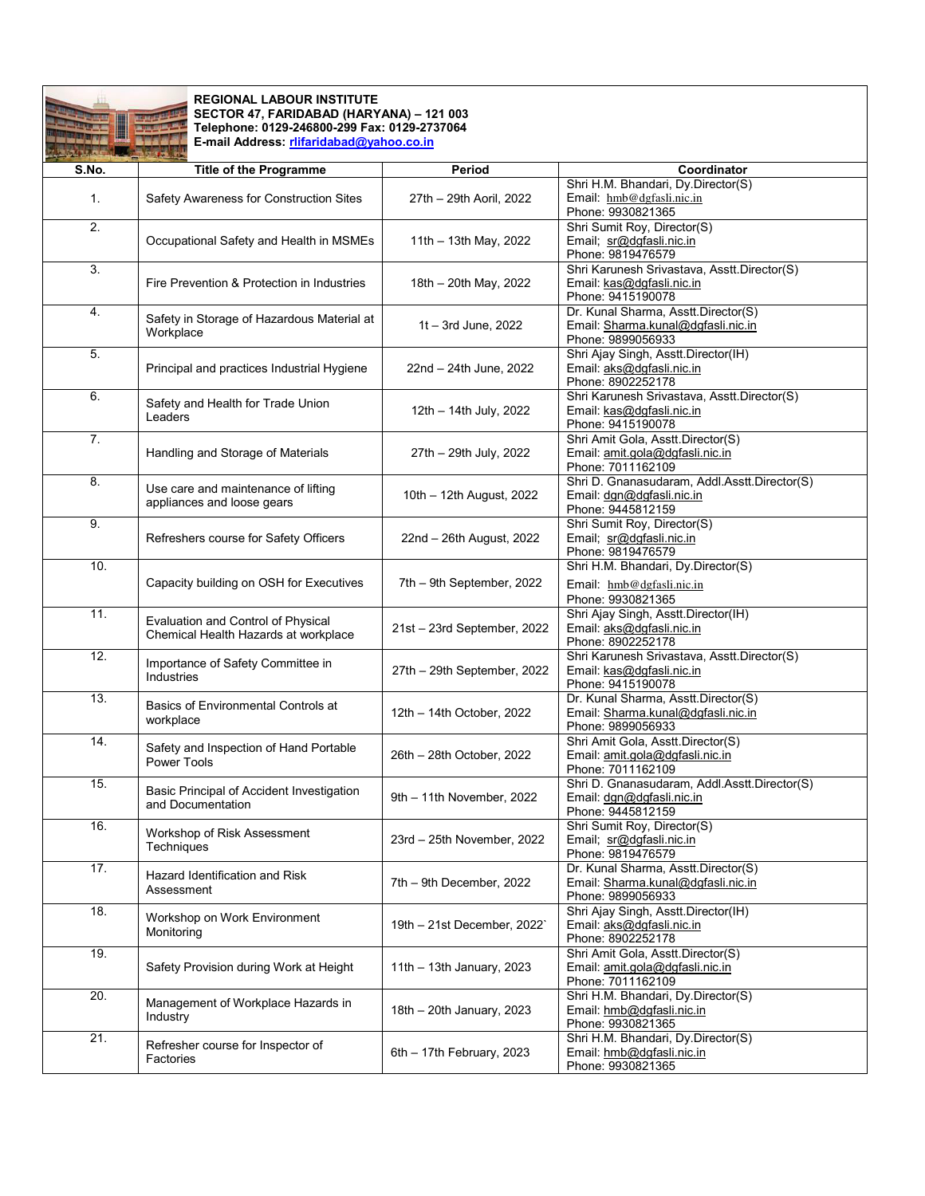**REGIONAL LABOUR INSTITUTE**
**SECTOR 47, FARIDABAD (HARYANA) – 121 003**
**Telephone: 0129-246800-299 Fax: 0129-2737064**
**E-mail Address: rlifaridabad@yahoo.co.in**

| S.No. | Title of the Programme | Period | Coordinator |
|---|---|---|---|
| 1. | Safety Awareness for Construction Sites | 27th – 29th Aoril, 2022 | Shri H.M. Bhandari, Dy.Director(S)<br>Email: hmb@dgfasli.nic.in<br>Phone: 9930821365 |
| 2. | Occupational Safety and Health in MSMEs | 11th – 13th May, 2022 | Shri Sumit Roy, Director(S)<br>Email; sr@dgfasli.nic.in<br>Phone: 9819476579 |
| 3. | Fire Prevention & Protection in Industries | 18th – 20th May, 2022 | Shri Karunesh Srivastava, Asstt.Director(S)<br>Email: kas@dgfasli.nic.in<br>Phone: 9415190078 |
| 4. | Safety in Storage of Hazardous Material at Workplace | 1t – 3rd June, 2022 | Dr. Kunal Sharma, Asstt.Director(S)<br>Email: Sharma.kunal@dgfasli.nic.in<br>Phone: 9899056933 |
| 5. | Principal and practices Industrial Hygiene | 22nd – 24th June, 2022 | Shri Ajay Singh, Asstt.Director(IH)<br>Email: aks@dgfasli.nic.in<br>Phone: 8902252178 |
| 6. | Safety and Health for Trade Union Leaders | 12th – 14th July, 2022 | Shri Karunesh Srivastava, Asstt.Director(S)<br>Email: kas@dgfasli.nic.in<br>Phone: 9415190078 |
| 7. | Handling and Storage of Materials | 27th – 29th July, 2022 | Shri Amit Gola, Asstt.Director(S)<br>Email: amit.gola@dgfasli.nic.in<br>Phone: 7011162109 |
| 8. | Use care and maintenance of lifting appliances and loose gears | 10th – 12th August, 2022 | Shri D. Gnanasudaram, Addl.Asstt.Director(S)<br>Email: dgn@dgfasli.nic.in<br>Phone: 9445812159 |
| 9. | Refreshers course for Safety Officers | 22nd – 26th August, 2022 | Shri Sumit Roy, Director(S)<br>Email; sr@dgfasli.nic.in<br>Phone: 9819476579 |
| 10. | Capacity building on OSH for Executives | 7th – 9th September, 2022 | Shri H.M. Bhandari, Dy.Director(S)<br>Email: hmb@dgfasli.nic.in<br>Phone: 9930821365 |
| 11. | Evaluation and Control of Physical Chemical Health Hazards at workplace | 21st – 23rd September, 2022 | Shri Ajay Singh, Asstt.Director(IH)<br>Email: aks@dgfasli.nic.in<br>Phone: 8902252178 |
| 12. | Importance of Safety Committee in Industries | 27th – 29th September, 2022 | Shri Karunesh Srivastava, Asstt.Director(S)<br>Email: kas@dgfasli.nic.in<br>Phone: 9415190078 |
| 13. | Basics of Environmental Controls at workplace | 12th – 14th October, 2022 | Dr. Kunal Sharma, Asstt.Director(S)<br>Email: Sharma.kunal@dgfasli.nic.in<br>Phone: 9899056933 |
| 14. | Safety and Inspection of Hand Portable Power Tools | 26th – 28th October, 2022 | Shri Amit Gola, Asstt.Director(S)<br>Email: amit.gola@dgfasli.nic.in<br>Phone: 7011162109 |
| 15. | Basic Principal of Accident Investigation and Documentation | 9th – 11th November, 2022 | Shri D. Gnanasudaram, Addl.Asstt.Director(S)<br>Email: dgn@dgfasli.nic.in<br>Phone: 9445812159 |
| 16. | Workshop of Risk Assessment Techniques | 23rd – 25th November, 2022 | Shri Sumit Roy, Director(S)<br>Email; sr@dgfasli.nic.in<br>Phone: 9819476579 |
| 17. | Hazard Identification and Risk Assessment | 7th – 9th December, 2022 | Dr. Kunal Sharma, Asstt.Director(S)<br>Email: Sharma.kunal@dgfasli.nic.in<br>Phone: 9899056933 |
| 18. | Workshop on Work Environment Monitoring | 19th – 21st December, 2022` | Shri Ajay Singh, Asstt.Director(IH)<br>Email: aks@dgfasli.nic.in<br>Phone: 8902252178 |
| 19. | Safety Provision during Work at Height | 11th – 13th January, 2023 | Shri Amit Gola, Asstt.Director(S)<br>Email: amit.gola@dgfasli.nic.in<br>Phone: 7011162109 |
| 20. | Management of Workplace Hazards in Industry | 18th – 20th January, 2023 | Shri H.M. Bhandari, Dy.Director(S)<br>Email: hmb@dgfasli.nic.in<br>Phone: 9930821365 |
| 21. | Refresher course for Inspector of Factories | 6th – 17th February, 2023 | Shri H.M. Bhandari, Dy.Director(S)<br>Email: hmb@dgfasli.nic.in<br>Phone: 9930821365 |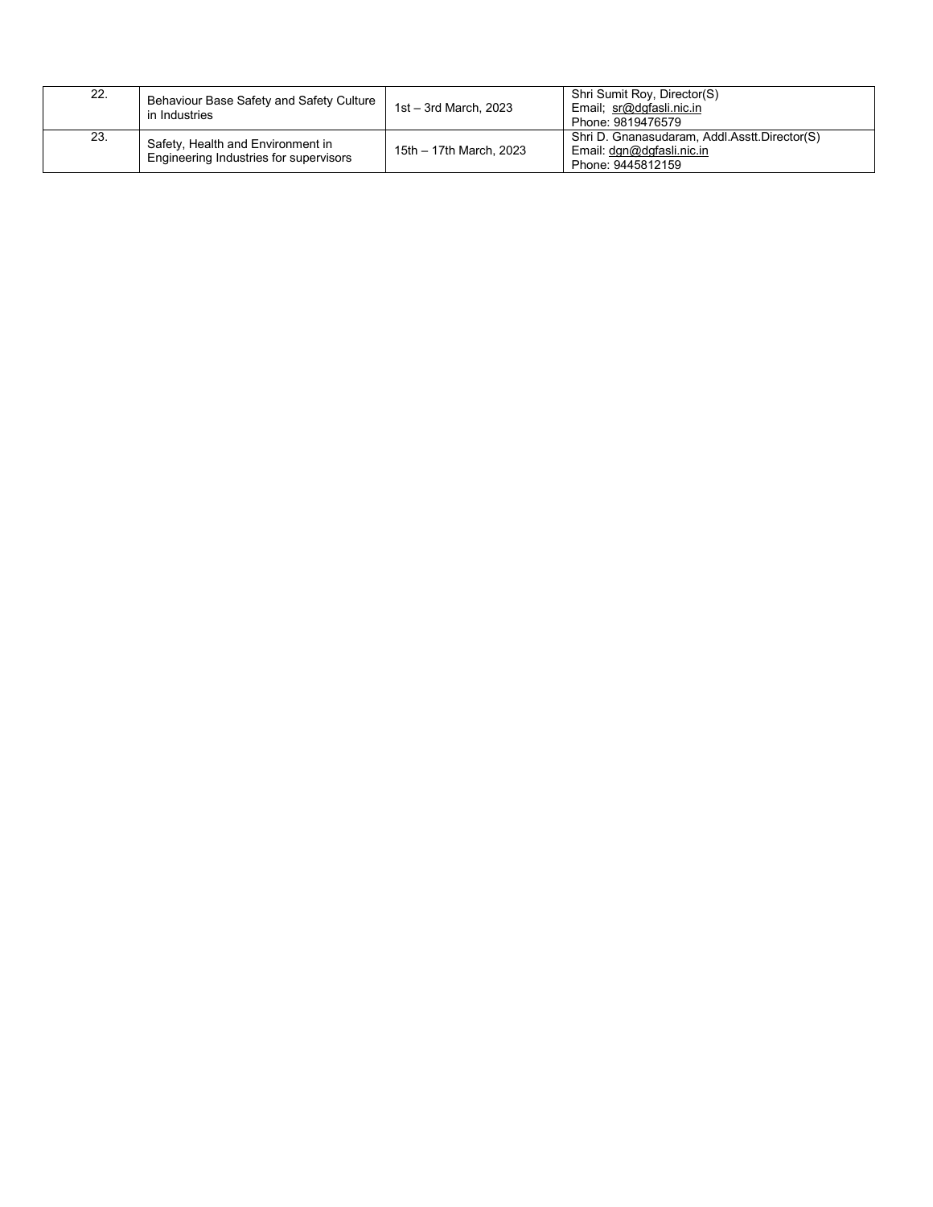| | | | |
|---|---|---|---|
| 22. | Behaviour Base Safety and Safety Culture in Industries | 1st – 3rd March, 2023 | Shri Sumit Roy, Director(S)<br>Email;  sr@dgfasli.nic.in<br>Phone: 9819476579 |
| 23. | Safety, Health and Environment in Engineering Industries for supervisors | 15th – 17th March, 2023 | Shri D. Gnanasudaram, Addl.Asstt.Director(S)<br>Email: dgn@dgfasli.nic.in<br>Phone: 9445812159 |